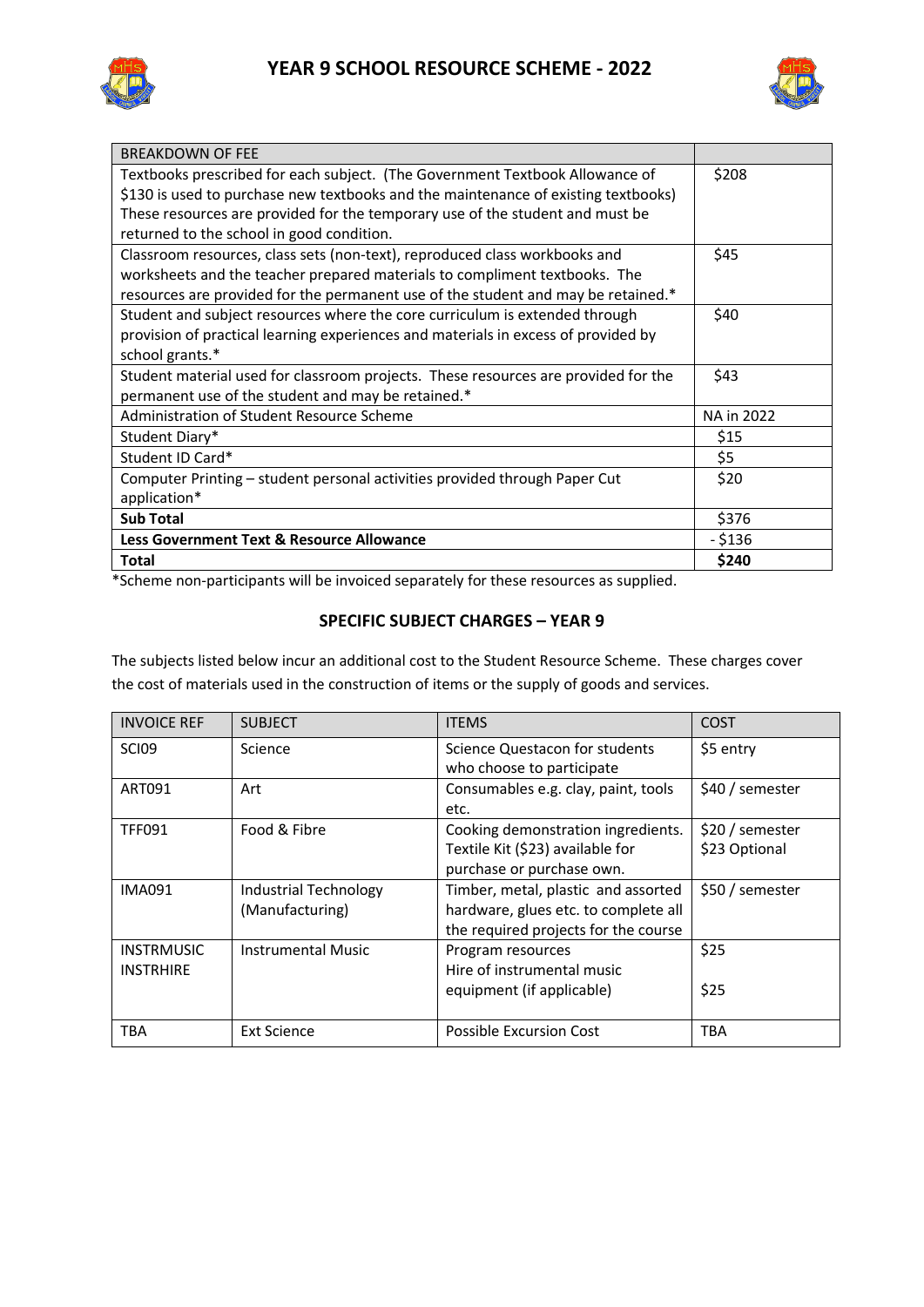# YEAR 9 SCHOOL RESOURCE SCHEME - 2022

| BREAKDOWN OF FEE | |
|---|---|
| Textbooks prescribed for each subject. (The Government Textbook Allowance of $130 is used to purchase new textbooks and the maintenance of existing textbooks) These resources are provided for the temporary use of the student and must be returned to the school in good condition. | $208 |
| Classroom resources, class sets (non-text), reproduced class workbooks and worksheets and the teacher prepared materials to compliment textbooks. The resources are provided for the permanent use of the student and may be retained.* | $45 |
| Student and subject resources where the core curriculum is extended through provision of practical learning experiences and materials in excess of provided by school grants.* | $40 |
| Student material used for classroom projects. These resources are provided for the permanent use of the student and may be retained.* | $43 |
| Administration of Student Resource Scheme | NA in 2022 |
| Student Diary* | $15 |
| Student ID Card* | $5 |
| Computer Printing – student personal activities provided through Paper Cut application* | $20 |
| **Sub Total** | $376 |
| **Less Government Text & Resource Allowance** | - $136 |
| **Total** | **$240** |

*Scheme non-participants will be invoiced separately for these resources as supplied.

## SPECIFIC SUBJECT CHARGES – YEAR 9

The subjects listed below incur an additional cost to the Student Resource Scheme. These charges cover the cost of materials used in the construction of items or the supply of goods and services.

| INVOICE REF | SUBJECT | ITEMS | COST |
|---|---|---|---|
| SCI09 | Science | Science Questacon for students who choose to participate | $5 entry |
| ART091 | Art | Consumables e.g. clay, paint, tools etc. | $40 / semester |
| TFF091 | Food & Fibre | Cooking demonstration ingredients. Textile Kit ($23) available for purchase or purchase own. | $20 / semester<br>$23 Optional |
| IMA091 | Industrial Technology (Manufacturing) | Timber, metal, plastic and assorted hardware, glues etc. to complete all the required projects for the course | $50 / semester |
| INSTRMUSIC<br>INSTRHIRE | Instrumental Music | Program resources<br>Hire of instrumental music equipment (if applicable) | $25<br>$25 |
| TBA | Ext Science | Possible Excursion Cost | TBA |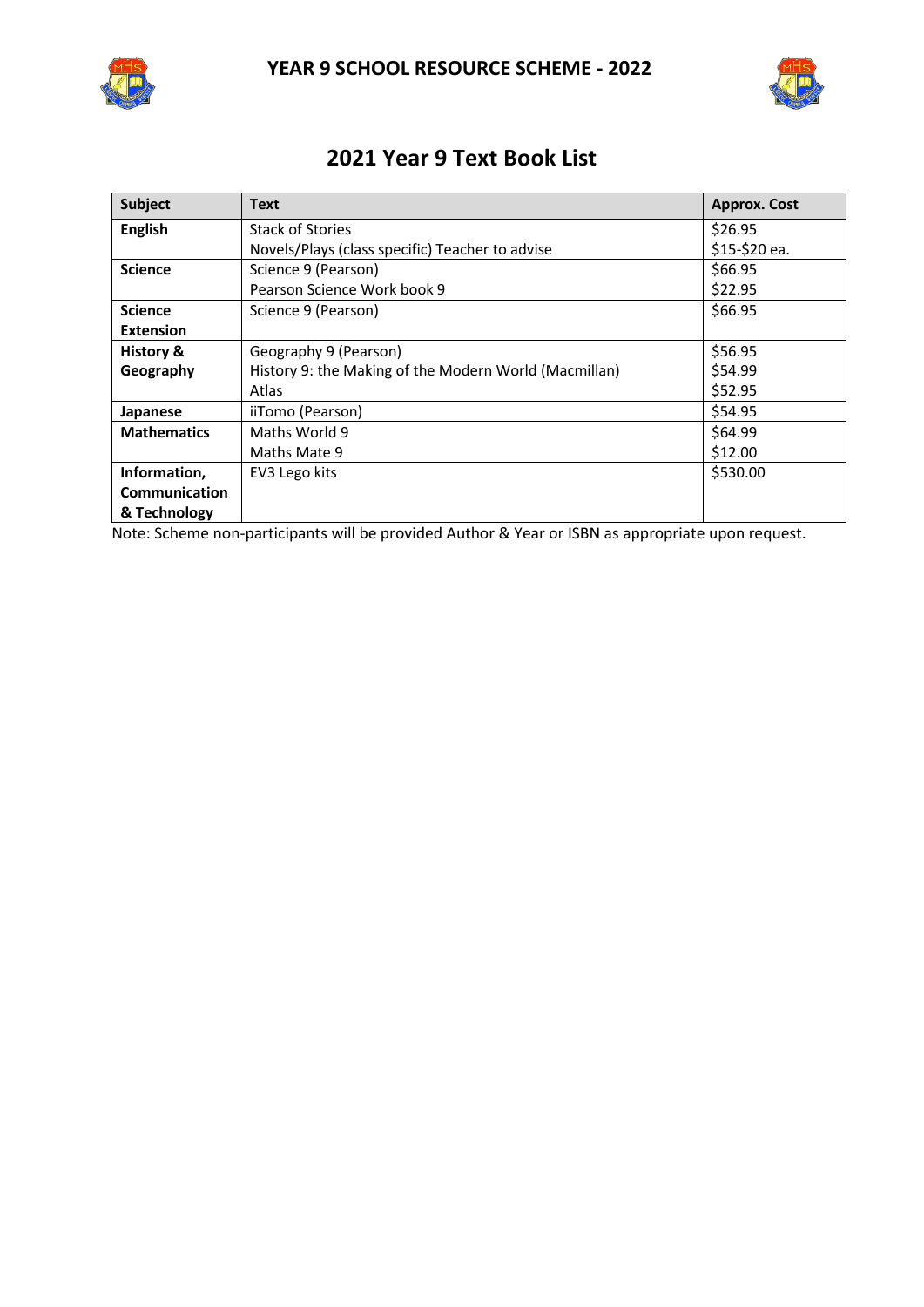# YEAR 9 SCHOOL RESOURCE SCHEME - 2022

## 2021 Year 9 Text Book List

| Subject | Text | Approx. Cost |
|---|---|---|
| **English** | Stack of Stories | $26.95 |
| | Novels/Plays (class specific) Teacher to advise | $15-$20 ea. |
| **Science** | Science 9 (Pearson) | $66.95 |
| | Pearson Science Work book 9 | $22.95 |
| **Science Extension** | Science 9 (Pearson) | $66.95 |
| **History & Geography** | Geography 9 (Pearson) | $56.95 |
| | History 9: the Making of the Modern World (Macmillan) | $54.99 |
| | Atlas | $52.95 |
| **Japanese** | iiTomo (Pearson) | $54.95 |
| **Mathematics** | Maths World 9 | $64.99 |
| | Maths Mate 9 | $12.00 |
| **Information, Communication & Technology** | EV3 Lego kits | $530.00 |

Note: Scheme non-participants will be provided Author & Year or ISBN as appropriate upon request.